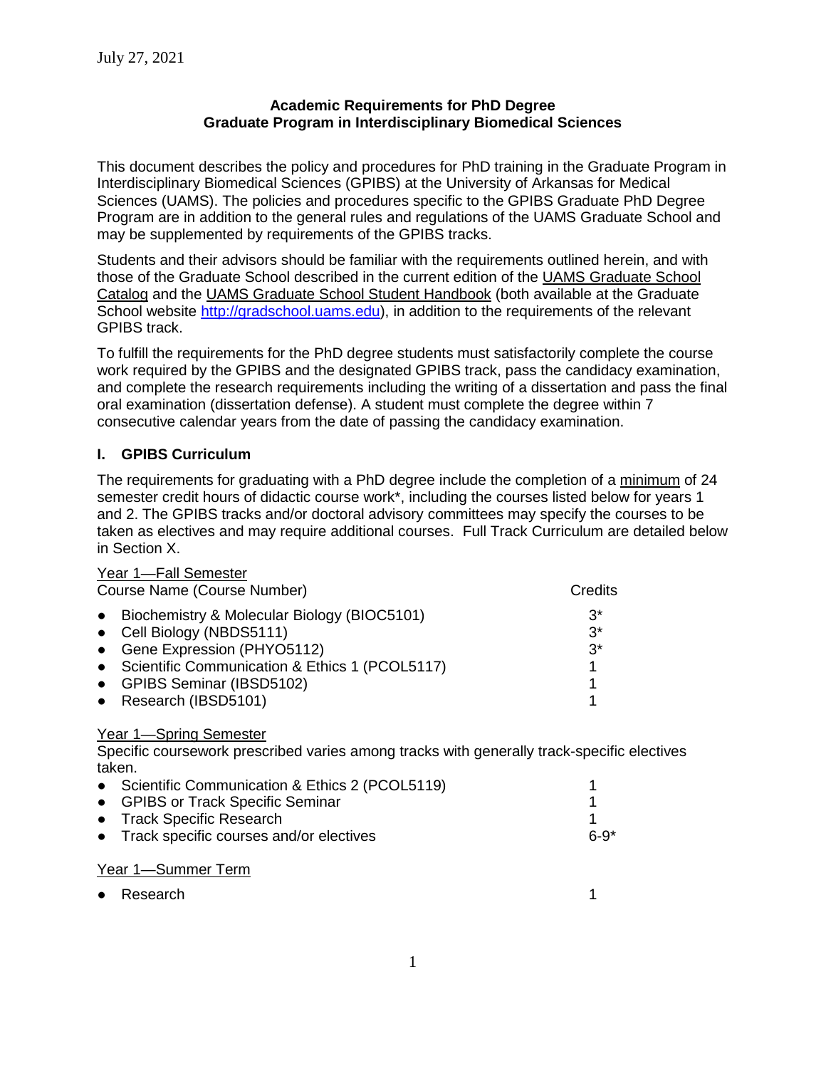July 27, 2021

**Academic Requirements for PhD Degree**
**Graduate Program in Interdisciplinary Biomedical Sciences**

This document describes the policy and procedures for PhD training in the Graduate Program in Interdisciplinary Biomedical Sciences (GPIBS) at the University of Arkansas for Medical Sciences (UAMS). The policies and procedures specific to the GPIBS Graduate PhD Degree Program are in addition to the general rules and regulations of the UAMS Graduate School and may be supplemented by requirements of the GPIBS tracks.

Students and their advisors should be familiar with the requirements outlined herein, and with those of the Graduate School described in the current edition of the UAMS Graduate School Catalog and the UAMS Graduate School Student Handbook (both available at the Graduate School website http://gradschool.uams.edu), in addition to the requirements of the relevant GPIBS track.

To fulfill the requirements for the PhD degree students must satisfactorily complete the course work required by the GPIBS and the designated GPIBS track, pass the candidacy examination, and complete the research requirements including the writing of a dissertation and pass the final oral examination (dissertation defense). A student must complete the degree within 7 consecutive calendar years from the date of passing the candidacy examination.

## I. GPIBS Curriculum

The requirements for graduating with a PhD degree include the completion of a minimum of 24 semester credit hours of didactic course work*, including the courses listed below for years 1 and 2. The GPIBS tracks and/or doctoral advisory committees may specify the courses to be taken as electives and may require additional courses. Full Track Curriculum are detailed below in Section X.

Year 1—Fall Semester

| Course Name (Course Number) | Credits |
|---|---|
| Biochemistry & Molecular Biology (BIOC5101) | 3* |
| Cell Biology (NBDS5111) | 3* |
| Gene Expression (PHYO5112) | 3* |
| Scientific Communication & Ethics 1 (PCOL5117) | 1 |
| GPIBS Seminar (IBSD5102) | 1 |
| Research (IBSD5101) | 1 |

Year 1—Spring Semester

Specific coursework prescribed varies among tracks with generally track-specific electives taken.

| | |
|---|---|
| Scientific Communication & Ethics 2 (PCOL5119) | 1 |
| GPIBS or Track Specific Seminar | 1 |
| Track Specific Research | 1 |
| Track specific courses and/or electives | 6-9* |

Year 1—Summer Term

| | |
|---|---|
| Research | 1 |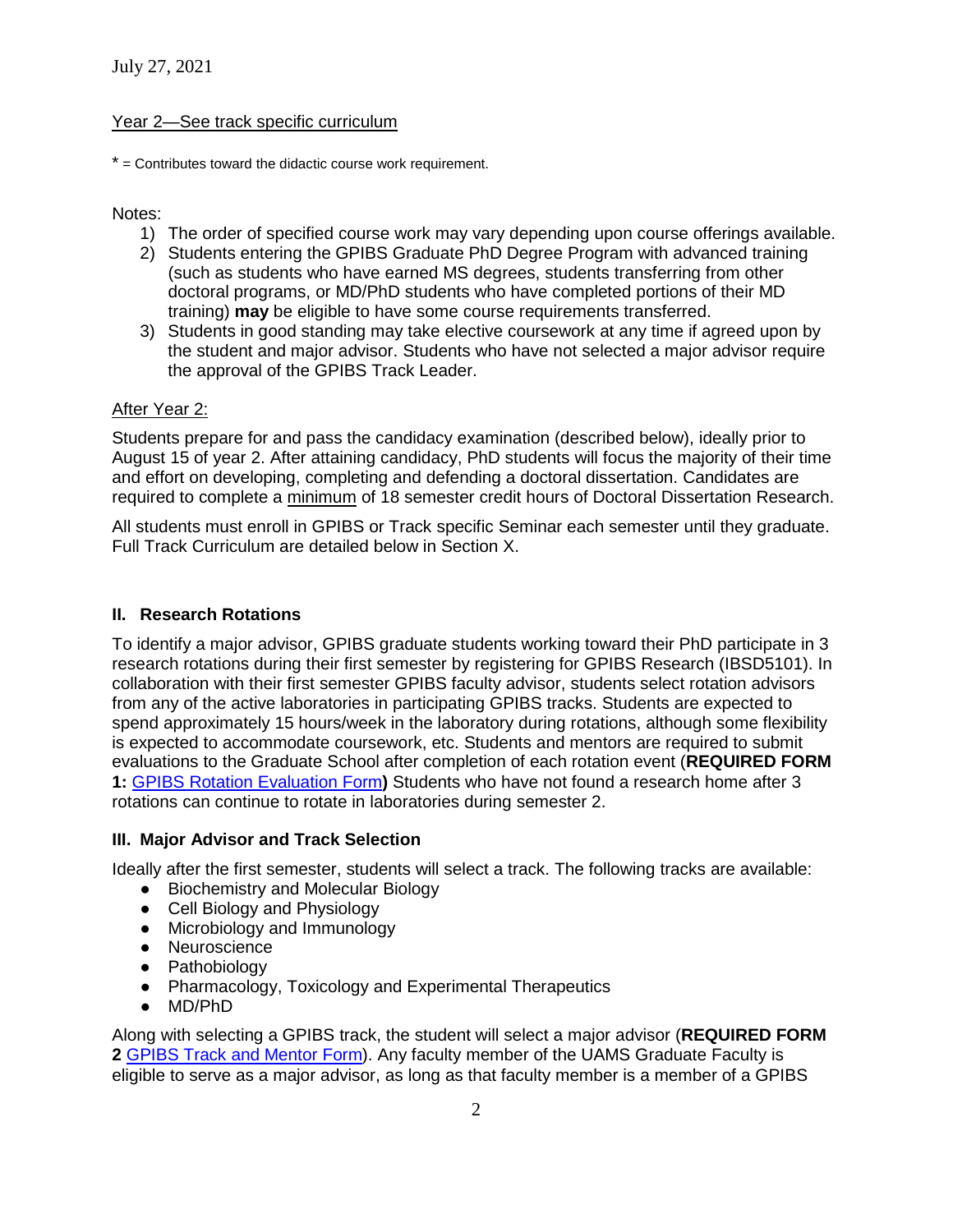Year 2—See track specific curriculum

* = Contributes toward the didactic course work requirement.

Notes:

1) The order of specified course work may vary depending upon course offerings available.
2) Students entering the GPIBS Graduate PhD Degree Program with advanced training (such as students who have earned MS degrees, students transferring from other doctoral programs, or MD/PhD students who have completed portions of their MD training) **may** be eligible to have some course requirements transferred.
3) Students in good standing may take elective coursework at any time if agreed upon by the student and major advisor. Students who have not selected a major advisor require the approval of the GPIBS Track Leader.

After Year 2:

Students prepare for and pass the candidacy examination (described below), ideally prior to August 15 of year 2. After attaining candidacy, PhD students will focus the majority of their time and effort on developing, completing and defending a doctoral dissertation. Candidates are required to complete a minimum of 18 semester credit hours of Doctoral Dissertation Research.

All students must enroll in GPIBS or Track specific Seminar each semester until they graduate. Full Track Curriculum are detailed below in Section X.

## II. Research Rotations

To identify a major advisor, GPIBS graduate students working toward their PhD participate in 3 research rotations during their first semester by registering for GPIBS Research (IBSD5101). In collaboration with their first semester GPIBS faculty advisor, students select rotation advisors from any of the active laboratories in participating GPIBS tracks. Students are expected to spend approximately 15 hours/week in the laboratory during rotations, although some flexibility is expected to accommodate coursework, etc. Students and mentors are required to submit evaluations to the Graduate School after completion of each rotation event (**REQUIRED FORM 1:** GPIBS Rotation Evaluation Form**)** Students who have not found a research home after 3 rotations can continue to rotate in laboratories during semester 2.

## III. Major Advisor and Track Selection

Ideally after the first semester, students will select a track. The following tracks are available:

- Biochemistry and Molecular Biology
- Cell Biology and Physiology
- Microbiology and Immunology
- Neuroscience
- Pathobiology
- Pharmacology, Toxicology and Experimental Therapeutics
- MD/PhD

Along with selecting a GPIBS track, the student will select a major advisor (**REQUIRED FORM 2** GPIBS Track and Mentor Form). Any faculty member of the UAMS Graduate Faculty is eligible to serve as a major advisor, as long as that faculty member is a member of a GPIBS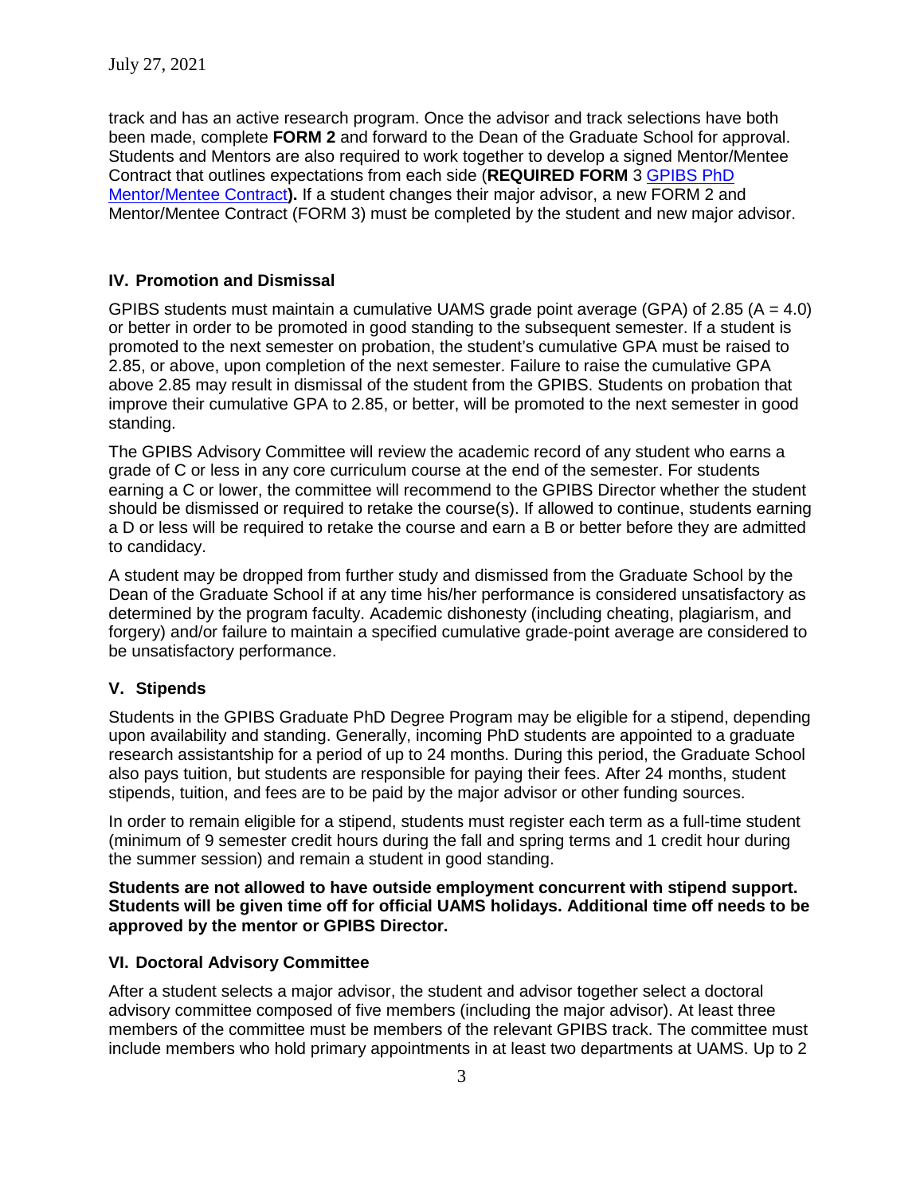track and has an active research program. Once the advisor and track selections have both been made, complete **FORM 2** and forward to the Dean of the Graduate School for approval. Students and Mentors are also required to work together to develop a signed Mentor/Mentee Contract that outlines expectations from each side (**REQUIRED FORM** 3 GPIBS PhD Mentor/Mentee Contract**).** If a student changes their major advisor, a new FORM 2 and Mentor/Mentee Contract (FORM 3) must be completed by the student and new major advisor.

## IV. Promotion and Dismissal

GPIBS students must maintain a cumulative UAMS grade point average (GPA) of 2.85 (A = 4.0) or better in order to be promoted in good standing to the subsequent semester. If a student is promoted to the next semester on probation, the student's cumulative GPA must be raised to 2.85, or above, upon completion of the next semester. Failure to raise the cumulative GPA above 2.85 may result in dismissal of the student from the GPIBS. Students on probation that improve their cumulative GPA to 2.85, or better, will be promoted to the next semester in good standing.

The GPIBS Advisory Committee will review the academic record of any student who earns a grade of C or less in any core curriculum course at the end of the semester. For students earning a C or lower, the committee will recommend to the GPIBS Director whether the student should be dismissed or required to retake the course(s). If allowed to continue, students earning a D or less will be required to retake the course and earn a B or better before they are admitted to candidacy.

A student may be dropped from further study and dismissed from the Graduate School by the Dean of the Graduate School if at any time his/her performance is considered unsatisfactory as determined by the program faculty. Academic dishonesty (including cheating, plagiarism, and forgery) and/or failure to maintain a specified cumulative grade-point average are considered to be unsatisfactory performance.

## V. Stipends

Students in the GPIBS Graduate PhD Degree Program may be eligible for a stipend, depending upon availability and standing. Generally, incoming PhD students are appointed to a graduate research assistantship for a period of up to 24 months. During this period, the Graduate School also pays tuition, but students are responsible for paying their fees. After 24 months, student stipends, tuition, and fees are to be paid by the major advisor or other funding sources.

In order to remain eligible for a stipend, students must register each term as a full-time student (minimum of 9 semester credit hours during the fall and spring terms and 1 credit hour during the summer session) and remain a student in good standing.

**Students are not allowed to have outside employment concurrent with stipend support. Students will be given time off for official UAMS holidays. Additional time off needs to be approved by the mentor or GPIBS Director.**

## VI. Doctoral Advisory Committee

After a student selects a major advisor, the student and advisor together select a doctoral advisory committee composed of five members (including the major advisor). At least three members of the committee must be members of the relevant GPIBS track. The committee must include members who hold primary appointments in at least two departments at UAMS. Up to 2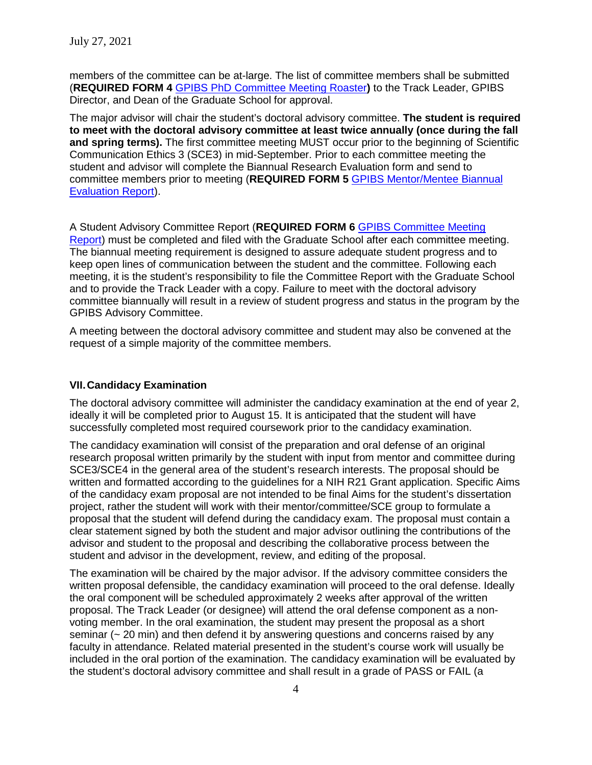members of the committee can be at-large. The list of committee members shall be submitted (**REQUIRED FORM 4** [GPIBS PhD Committee Meeting Roaster](#)**)** to the Track Leader, GPIBS Director, and Dean of the Graduate School for approval.

The major advisor will chair the student's doctoral advisory committee. **The student is required to meet with the doctoral advisory committee at least twice annually (once during the fall and spring terms).** The first committee meeting MUST occur prior to the beginning of Scientific Communication Ethics 3 (SCE3) in mid-September. Prior to each committee meeting the student and advisor will complete the Biannual Research Evaluation form and send to committee members prior to meeting (**REQUIRED FORM 5** [GPIBS Mentor/Mentee Biannual Evaluation Report](#)).

A Student Advisory Committee Report (**REQUIRED FORM 6** [GPIBS Committee Meeting Report](#)) must be completed and filed with the Graduate School after each committee meeting. The biannual meeting requirement is designed to assure adequate student progress and to keep open lines of communication between the student and the committee. Following each meeting, it is the student's responsibility to file the Committee Report with the Graduate School and to provide the Track Leader with a copy. Failure to meet with the doctoral advisory committee biannually will result in a review of student progress and status in the program by the GPIBS Advisory Committee.

A meeting between the doctoral advisory committee and student may also be convened at the request of a simple majority of the committee members.

## VII. Candidacy Examination

The doctoral advisory committee will administer the candidacy examination at the end of year 2, ideally it will be completed prior to August 15. It is anticipated that the student will have successfully completed most required coursework prior to the candidacy examination.

The candidacy examination will consist of the preparation and oral defense of an original research proposal written primarily by the student with input from mentor and committee during SCE3/SCE4 in the general area of the student's research interests. The proposal should be written and formatted according to the guidelines for a NIH R21 Grant application. Specific Aims of the candidacy exam proposal are not intended to be final Aims for the student's dissertation project, rather the student will work with their mentor/committee/SCE group to formulate a proposal that the student will defend during the candidacy exam. The proposal must contain a clear statement signed by both the student and major advisor outlining the contributions of the advisor and student to the proposal and describing the collaborative process between the student and advisor in the development, review, and editing of the proposal.

The examination will be chaired by the major advisor. If the advisory committee considers the written proposal defensible, the candidacy examination will proceed to the oral defense. Ideally the oral component will be scheduled approximately 2 weeks after approval of the written proposal. The Track Leader (or designee) will attend the oral defense component as a non-voting member. In the oral examination, the student may present the proposal as a short seminar (~ 20 min) and then defend it by answering questions and concerns raised by any faculty in attendance. Related material presented in the student's course work will usually be included in the oral portion of the examination. The candidacy examination will be evaluated by the student's doctoral advisory committee and shall result in a grade of PASS or FAIL (a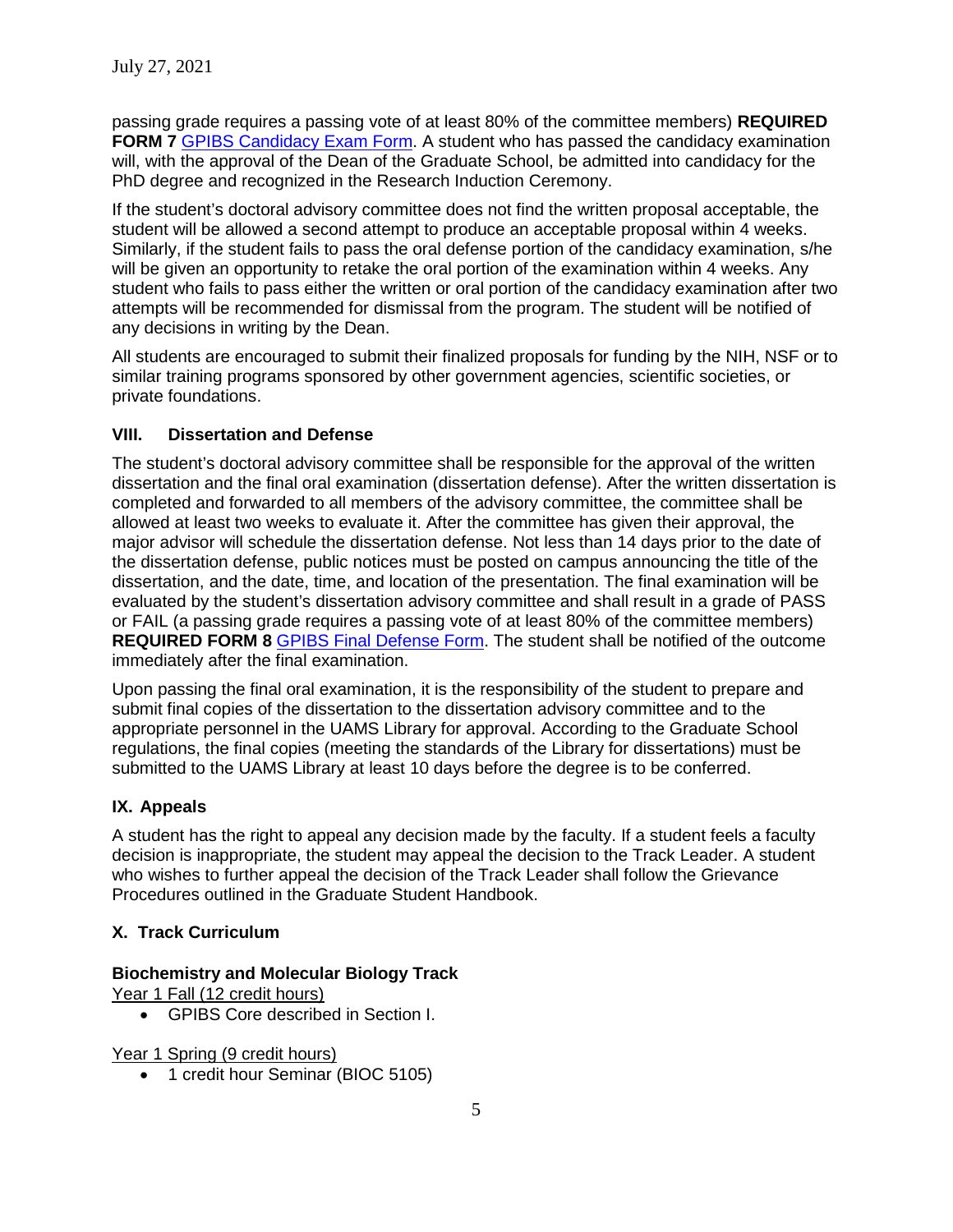passing grade requires a passing vote of at least 80% of the committee members) **REQUIRED FORM 7** GPIBS Candidacy Exam Form. A student who has passed the candidacy examination will, with the approval of the Dean of the Graduate School, be admitted into candidacy for the PhD degree and recognized in the Research Induction Ceremony.

If the student's doctoral advisory committee does not find the written proposal acceptable, the student will be allowed a second attempt to produce an acceptable proposal within 4 weeks. Similarly, if the student fails to pass the oral defense portion of the candidacy examination, s/he will be given an opportunity to retake the oral portion of the examination within 4 weeks. Any student who fails to pass either the written or oral portion of the candidacy examination after two attempts will be recommended for dismissal from the program. The student will be notified of any decisions in writing by the Dean.

All students are encouraged to submit their finalized proposals for funding by the NIH, NSF or to similar training programs sponsored by other government agencies, scientific societies, or private foundations.

## VIII. Dissertation and Defense

The student's doctoral advisory committee shall be responsible for the approval of the written dissertation and the final oral examination (dissertation defense). After the written dissertation is completed and forwarded to all members of the advisory committee, the committee shall be allowed at least two weeks to evaluate it. After the committee has given their approval, the major advisor will schedule the dissertation defense. Not less than 14 days prior to the date of the dissertation defense, public notices must be posted on campus announcing the title of the dissertation, and the date, time, and location of the presentation. The final examination will be evaluated by the student's dissertation advisory committee and shall result in a grade of PASS or FAIL (a passing grade requires a passing vote of at least 80% of the committee members) **REQUIRED FORM 8** GPIBS Final Defense Form. The student shall be notified of the outcome immediately after the final examination.

Upon passing the final oral examination, it is the responsibility of the student to prepare and submit final copies of the dissertation to the dissertation advisory committee and to the appropriate personnel in the UAMS Library for approval. According to the Graduate School regulations, the final copies (meeting the standards of the Library for dissertations) must be submitted to the UAMS Library at least 10 days before the degree is to be conferred.

## IX. Appeals

A student has the right to appeal any decision made by the faculty. If a student feels a faculty decision is inappropriate, the student may appeal the decision to the Track Leader. A student who wishes to further appeal the decision of the Track Leader shall follow the Grievance Procedures outlined in the Graduate Student Handbook.

## X. Track Curriculum

### Biochemistry and Molecular Biology Track

Year 1 Fall (12 credit hours)

- GPIBS Core described in Section I.

Year 1 Spring (9 credit hours)

- 1 credit hour Seminar (BIOC 5105)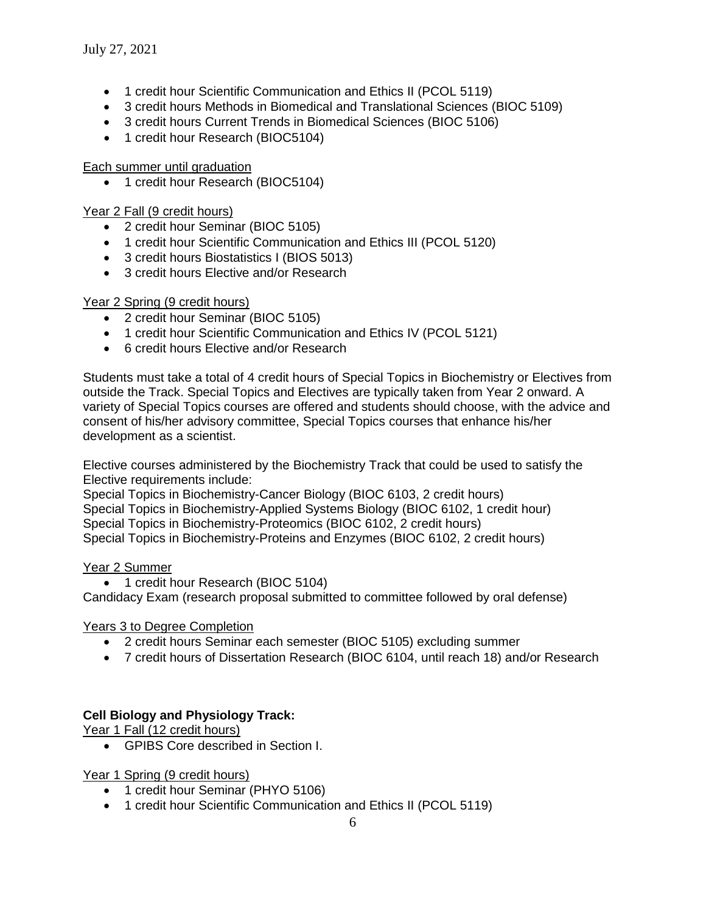- 1 credit hour Scientific Communication and Ethics II (PCOL 5119)
- 3 credit hours Methods in Biomedical and Translational Sciences (BIOC 5109)
- 3 credit hours Current Trends in Biomedical Sciences (BIOC 5106)
- 1 credit hour Research (BIOC5104)

Each summer until graduation

- 1 credit hour Research (BIOC5104)

Year 2 Fall (9 credit hours)

- 2 credit hour Seminar (BIOC 5105)
- 1 credit hour Scientific Communication and Ethics III (PCOL 5120)
- 3 credit hours Biostatistics I (BIOS 5013)
- 3 credit hours Elective and/or Research

Year 2 Spring (9 credit hours)

- 2 credit hour Seminar (BIOC 5105)
- 1 credit hour Scientific Communication and Ethics IV (PCOL 5121)
- 6 credit hours Elective and/or Research

Students must take a total of 4 credit hours of Special Topics in Biochemistry or Electives from outside the Track. Special Topics and Electives are typically taken from Year 2 onward. A variety of Special Topics courses are offered and students should choose, with the advice and consent of his/her advisory committee, Special Topics courses that enhance his/her development as a scientist.

Elective courses administered by the Biochemistry Track that could be used to satisfy the Elective requirements include:
Special Topics in Biochemistry-Cancer Biology (BIOC 6103, 2 credit hours)
Special Topics in Biochemistry-Applied Systems Biology (BIOC 6102, 1 credit hour)
Special Topics in Biochemistry-Proteomics (BIOC 6102, 2 credit hours)
Special Topics in Biochemistry-Proteins and Enzymes (BIOC 6102, 2 credit hours)

Year 2 Summer

- 1 credit hour Research (BIOC 5104)

Candidacy Exam (research proposal submitted to committee followed by oral defense)

Years 3 to Degree Completion

- 2 credit hours Seminar each semester (BIOC 5105) excluding summer
- 7 credit hours of Dissertation Research (BIOC 6104, until reach 18) and/or Research

**Cell Biology and Physiology Track:**

Year 1 Fall (12 credit hours)

- GPIBS Core described in Section I.

Year 1 Spring (9 credit hours)

- 1 credit hour Seminar (PHYO 5106)
- 1 credit hour Scientific Communication and Ethics II (PCOL 5119)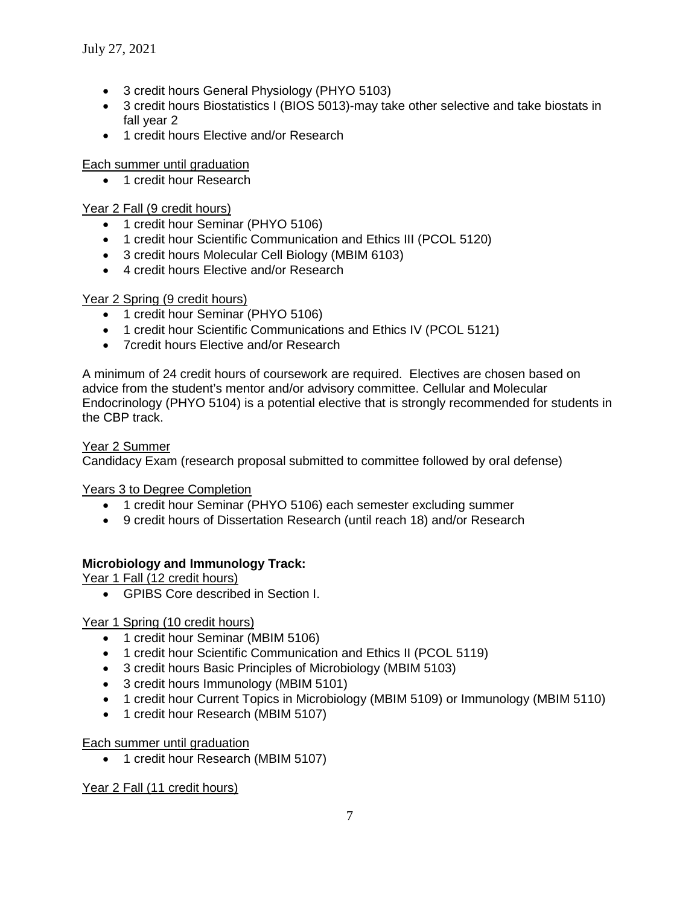- 3 credit hours General Physiology (PHYO 5103)
- 3 credit hours Biostatistics I (BIOS 5013)-may take other selective and take biostats in fall year 2
- 1 credit hours Elective and/or Research

Each summer until graduation

- 1 credit hour Research

Year 2 Fall (9 credit hours)

- 1 credit hour Seminar (PHYO 5106)
- 1 credit hour Scientific Communication and Ethics III (PCOL 5120)
- 3 credit hours Molecular Cell Biology (MBIM 6103)
- 4 credit hours Elective and/or Research

Year 2 Spring (9 credit hours)

- 1 credit hour Seminar (PHYO 5106)
- 1 credit hour Scientific Communications and Ethics IV (PCOL 5121)
- 7credit hours Elective and/or Research

A minimum of 24 credit hours of coursework are required. Electives are chosen based on advice from the student's mentor and/or advisory committee. Cellular and Molecular Endocrinology (PHYO 5104) is a potential elective that is strongly recommended for students in the CBP track.

Year 2 Summer

Candidacy Exam (research proposal submitted to committee followed by oral defense)

Years 3 to Degree Completion

- 1 credit hour Seminar (PHYO 5106) each semester excluding summer
- 9 credit hours of Dissertation Research (until reach 18) and/or Research

**Microbiology and Immunology Track:**

Year 1 Fall (12 credit hours)

- GPIBS Core described in Section I.

Year 1 Spring (10 credit hours)

- 1 credit hour Seminar (MBIM 5106)
- 1 credit hour Scientific Communication and Ethics II (PCOL 5119)
- 3 credit hours Basic Principles of Microbiology (MBIM 5103)
- 3 credit hours Immunology (MBIM 5101)
- 1 credit hour Current Topics in Microbiology (MBIM 5109) or Immunology (MBIM 5110)
- 1 credit hour Research (MBIM 5107)

Each summer until graduation

- 1 credit hour Research (MBIM 5107)

Year 2 Fall (11 credit hours)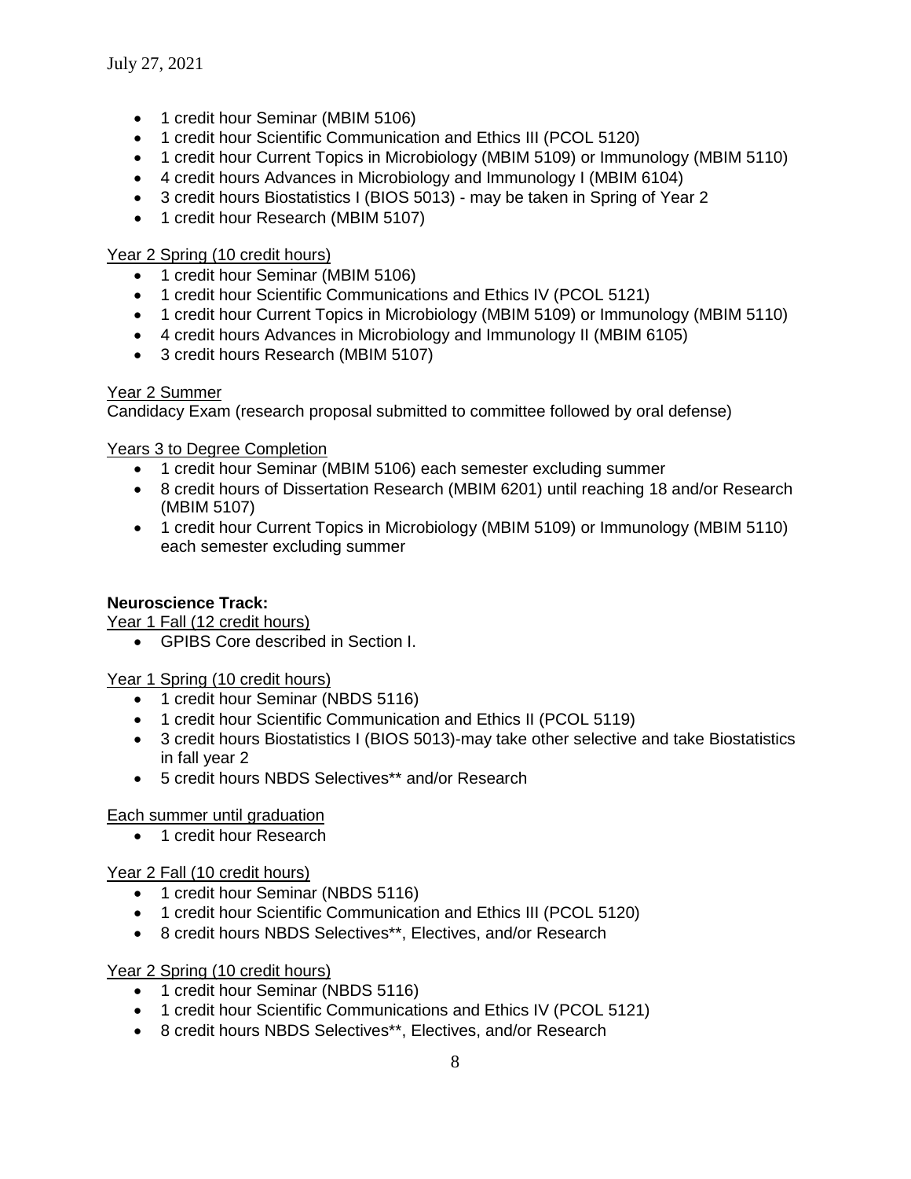- 1 credit hour Seminar (MBIM 5106)
- 1 credit hour Scientific Communication and Ethics III (PCOL 5120)
- 1 credit hour Current Topics in Microbiology (MBIM 5109) or Immunology (MBIM 5110)
- 4 credit hours Advances in Microbiology and Immunology I (MBIM 6104)
- 3 credit hours Biostatistics I (BIOS 5013) - may be taken in Spring of Year 2
- 1 credit hour Research (MBIM 5107)

<u>Year 2 Spring (10 credit hours)</u>

- 1 credit hour Seminar (MBIM 5106)
- 1 credit hour Scientific Communications and Ethics IV (PCOL 5121)
- 1 credit hour Current Topics in Microbiology (MBIM 5109) or Immunology (MBIM 5110)
- 4 credit hours Advances in Microbiology and Immunology II (MBIM 6105)
- 3 credit hours Research (MBIM 5107)

<u>Year 2 Summer</u>

Candidacy Exam (research proposal submitted to committee followed by oral defense)

<u>Years 3 to Degree Completion</u>

- 1 credit hour Seminar (MBIM 5106) each semester excluding summer
- 8 credit hours of Dissertation Research (MBIM 6201) until reaching 18 and/or Research (MBIM 5107)
- 1 credit hour Current Topics in Microbiology (MBIM 5109) or Immunology (MBIM 5110) each semester excluding summer

**Neuroscience Track:**

<u>Year 1 Fall (12 credit hours)</u>

- GPIBS Core described in Section I.

<u>Year 1 Spring (10 credit hours)</u>

- 1 credit hour Seminar (NBDS 5116)
- 1 credit hour Scientific Communication and Ethics II (PCOL 5119)
- 3 credit hours Biostatistics I (BIOS 5013)-may take other selective and take Biostatistics in fall year 2
- 5 credit hours NBDS Selectives** and/or Research

<u>Each summer until graduation</u>

- 1 credit hour Research

<u>Year 2 Fall (10 credit hours)</u>

- 1 credit hour Seminar (NBDS 5116)
- 1 credit hour Scientific Communication and Ethics III (PCOL 5120)
- 8 credit hours NBDS Selectives**, Electives, and/or Research

<u>Year 2 Spring (10 credit hours)</u>

- 1 credit hour Seminar (NBDS 5116)
- 1 credit hour Scientific Communications and Ethics IV (PCOL 5121)
- 8 credit hours NBDS Selectives**, Electives, and/or Research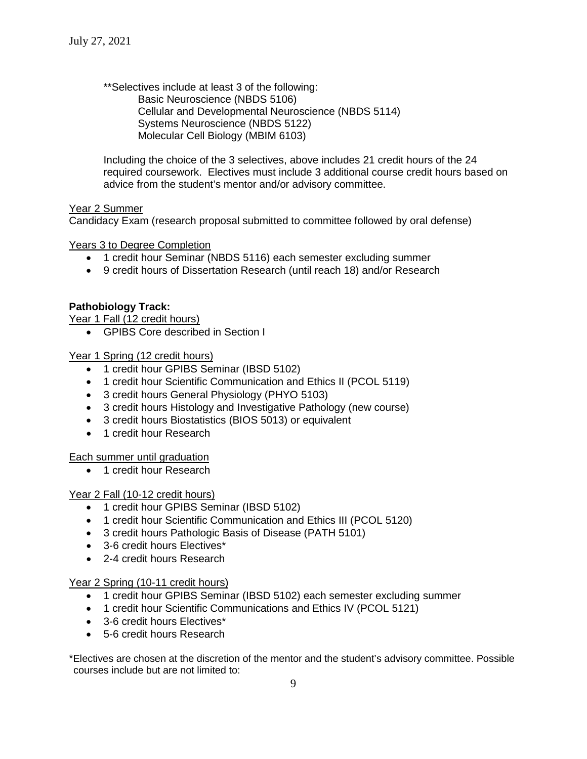**Selectives include at least 3 of the following:
- Basic Neuroscience (NBDS 5106)
- Cellular and Developmental Neuroscience (NBDS 5114)
- Systems Neuroscience (NBDS 5122)
- Molecular Cell Biology (MBIM 6103)

Including the choice of the 3 selectives, above includes 21 credit hours of the 24 required coursework. Electives must include 3 additional course credit hours based on advice from the student's mentor and/or advisory committee.

<u>Year 2 Summer</u>

Candidacy Exam (research proposal submitted to committee followed by oral defense)

<u>Years 3 to Degree Completion</u>

- 1 credit hour Seminar (NBDS 5116) each semester excluding summer
- 9 credit hours of Dissertation Research (until reach 18) and/or Research

**Pathobiology Track:**

<u>Year 1 Fall (12 credit hours)</u>

- GPIBS Core described in Section I

<u>Year 1 Spring (12 credit hours)</u>

- 1 credit hour GPIBS Seminar (IBSD 5102)
- 1 credit hour Scientific Communication and Ethics II (PCOL 5119)
- 3 credit hours General Physiology (PHYO 5103)
- 3 credit hours Histology and Investigative Pathology (new course)
- 3 credit hours Biostatistics (BIOS 5013) or equivalent
- 1 credit hour Research

<u>Each summer until graduation</u>

- 1 credit hour Research

<u>Year 2 Fall (10-12 credit hours)</u>

- 1 credit hour GPIBS Seminar (IBSD 5102)
- 1 credit hour Scientific Communication and Ethics III (PCOL 5120)
- 3 credit hours Pathologic Basis of Disease (PATH 5101)
- 3-6 credit hours Electives*
- 2-4 credit hours Research

<u>Year 2 Spring (10-11 credit hours)</u>

- 1 credit hour GPIBS Seminar (IBSD 5102) each semester excluding summer
- 1 credit hour Scientific Communications and Ethics IV (PCOL 5121)
- 3-6 credit hours Electives*
- 5-6 credit hours Research

*Electives are chosen at the discretion of the mentor and the student's advisory committee. Possible courses include but are not limited to: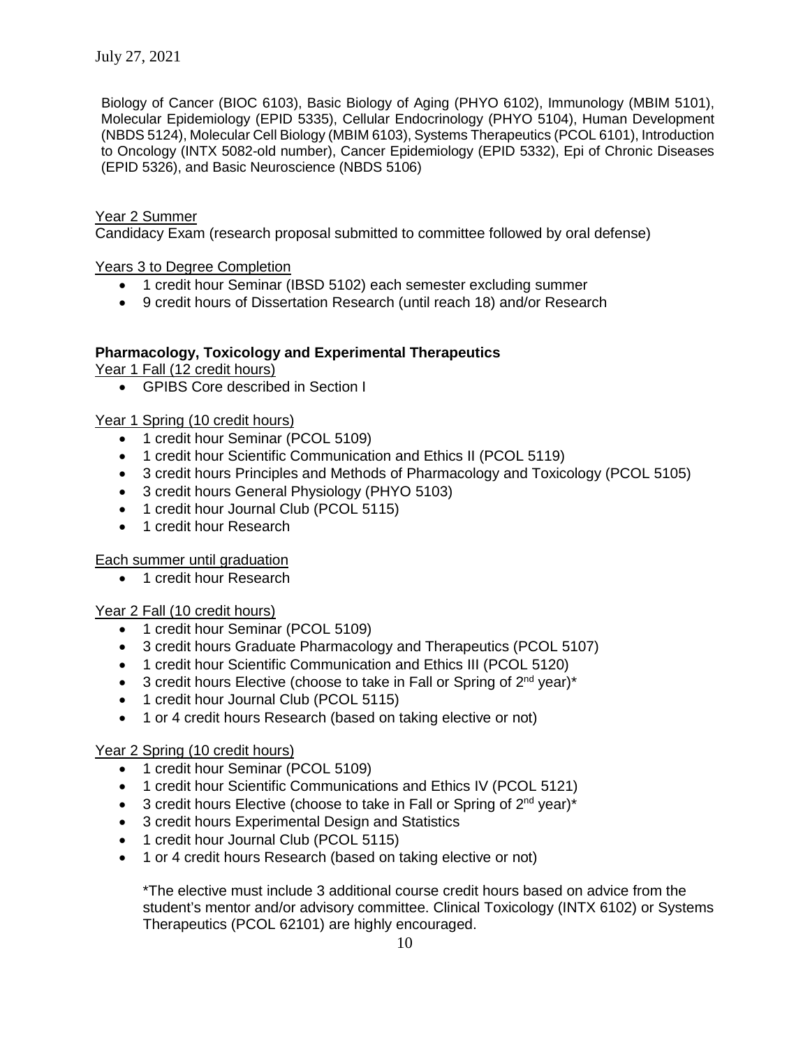Biology of Cancer (BIOC 6103), Basic Biology of Aging (PHYO 6102), Immunology (MBIM 5101), Molecular Epidemiology (EPID 5335), Cellular Endocrinology (PHYO 5104), Human Development (NBDS 5124), Molecular Cell Biology (MBIM 6103), Systems Therapeutics (PCOL 6101), Introduction to Oncology (INTX 5082-old number), Cancer Epidemiology (EPID 5332), Epi of Chronic Diseases (EPID 5326), and Basic Neuroscience (NBDS 5106)

Year 2 Summer

Candidacy Exam (research proposal submitted to committee followed by oral defense)

Years 3 to Degree Completion

- 1 credit hour Seminar (IBSD 5102) each semester excluding summer
- 9 credit hours of Dissertation Research (until reach 18) and/or Research

**Pharmacology, Toxicology and Experimental Therapeutics**

Year 1 Fall (12 credit hours)

- GPIBS Core described in Section I

Year 1 Spring (10 credit hours)

- 1 credit hour Seminar (PCOL 5109)
- 1 credit hour Scientific Communication and Ethics II (PCOL 5119)
- 3 credit hours Principles and Methods of Pharmacology and Toxicology (PCOL 5105)
- 3 credit hours General Physiology (PHYO 5103)
- 1 credit hour Journal Club (PCOL 5115)
- 1 credit hour Research

Each summer until graduation

- 1 credit hour Research

Year 2 Fall (10 credit hours)

- 1 credit hour Seminar (PCOL 5109)
- 3 credit hours Graduate Pharmacology and Therapeutics (PCOL 5107)
- 1 credit hour Scientific Communication and Ethics III (PCOL 5120)
- 3 credit hours Elective (choose to take in Fall or Spring of 2nd year)*
- 1 credit hour Journal Club (PCOL 5115)
- 1 or 4 credit hours Research (based on taking elective or not)

Year 2 Spring (10 credit hours)

- 1 credit hour Seminar (PCOL 5109)
- 1 credit hour Scientific Communications and Ethics IV (PCOL 5121)
- 3 credit hours Elective (choose to take in Fall or Spring of 2nd year)*
- 3 credit hours Experimental Design and Statistics
- 1 credit hour Journal Club (PCOL 5115)
- 1 or 4 credit hours Research (based on taking elective or not)

*The elective must include 3 additional course credit hours based on advice from the student's mentor and/or advisory committee. Clinical Toxicology (INTX 6102) or Systems Therapeutics (PCOL 62101) are highly encouraged.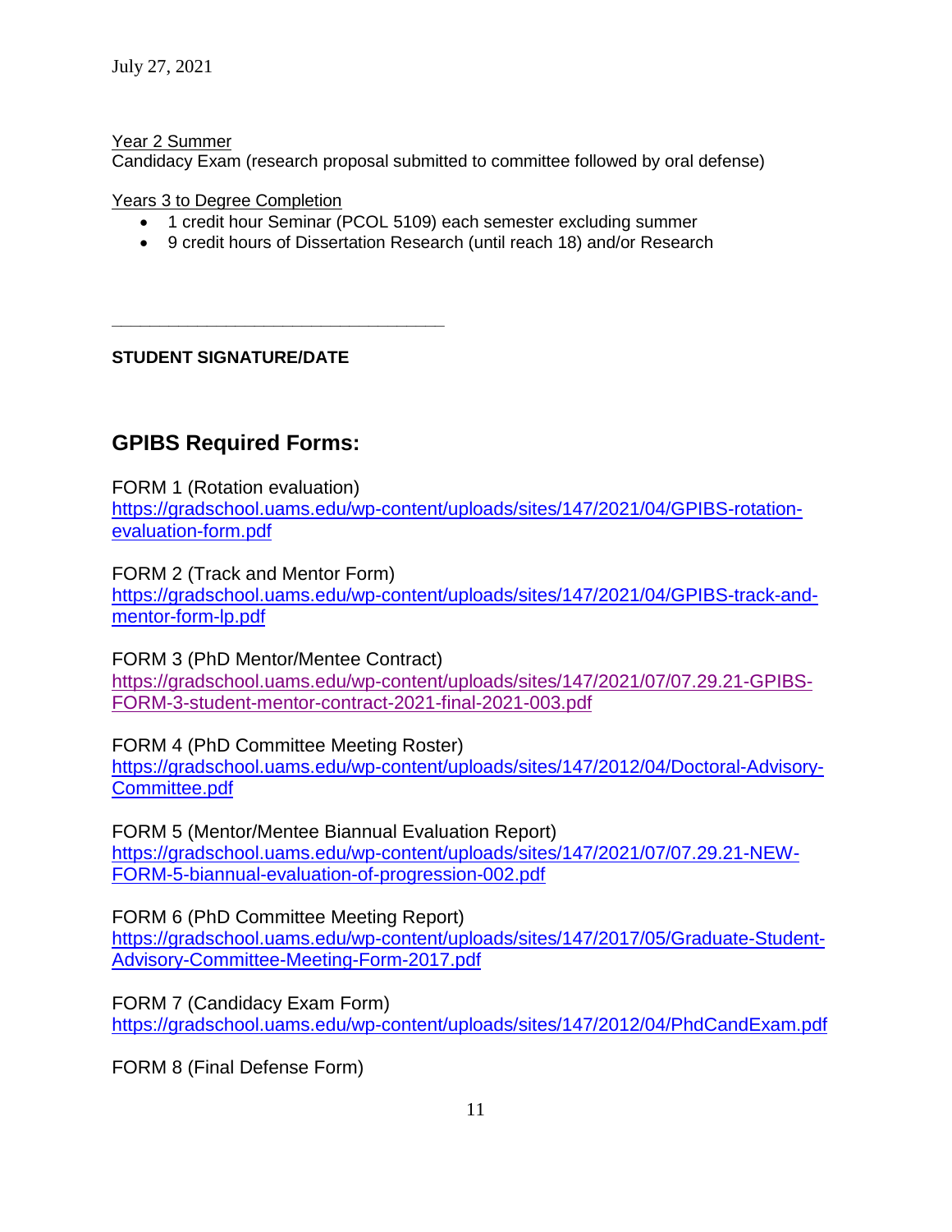Year 2 Summer
Candidacy Exam (research proposal submitted to committee followed by oral defense)

Years 3 to Degree Completion

- 1 credit hour Seminar (PCOL 5109) each semester excluding summer
- 9 credit hours of Dissertation Research (until reach 18) and/or Research

___________________________________

**STUDENT SIGNATURE/DATE**

## GPIBS Required Forms:

FORM 1 (Rotation evaluation)
https://gradschool.uams.edu/wp-content/uploads/sites/147/2021/04/GPIBS-rotation-evaluation-form.pdf

FORM 2 (Track and Mentor Form)
https://gradschool.uams.edu/wp-content/uploads/sites/147/2021/04/GPIBS-track-and-mentor-form-lp.pdf

FORM 3 (PhD Mentor/Mentee Contract)
https://gradschool.uams.edu/wp-content/uploads/sites/147/2021/07/07.29.21-GPIBS-FORM-3-student-mentor-contract-2021-final-2021-003.pdf

FORM 4 (PhD Committee Meeting Roster)
https://gradschool.uams.edu/wp-content/uploads/sites/147/2012/04/Doctoral-Advisory-Committee.pdf

FORM 5 (Mentor/Mentee Biannual Evaluation Report)
https://gradschool.uams.edu/wp-content/uploads/sites/147/2021/07/07.29.21-NEW-FORM-5-biannual-evaluation-of-progression-002.pdf

FORM 6 (PhD Committee Meeting Report)
https://gradschool.uams.edu/wp-content/uploads/sites/147/2017/05/Graduate-Student-Advisory-Committee-Meeting-Form-2017.pdf

FORM 7 (Candidacy Exam Form)
https://gradschool.uams.edu/wp-content/uploads/sites/147/2012/04/PhdCandExam.pdf

FORM 8 (Final Defense Form)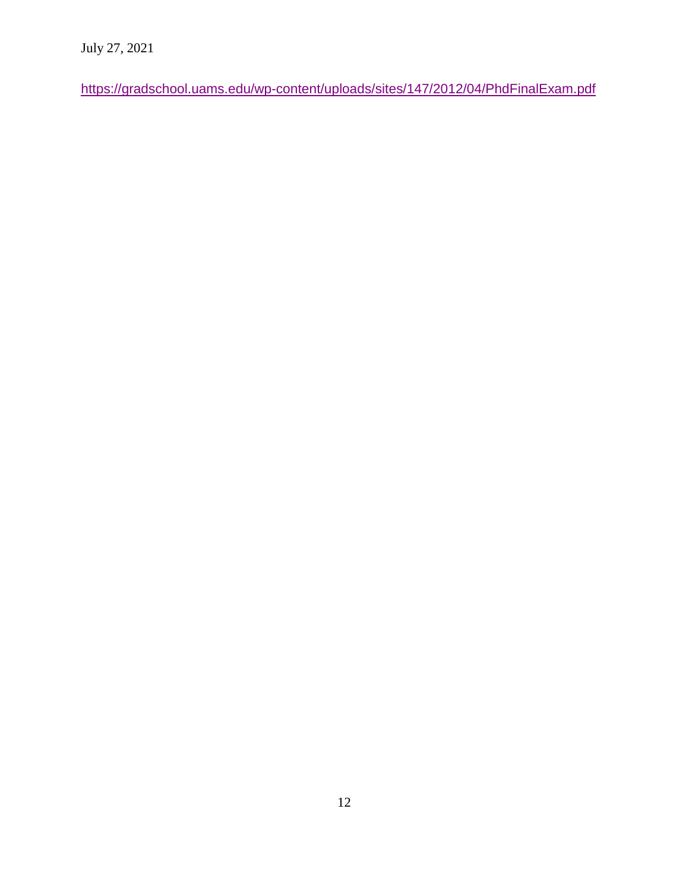July 27, 2021

https://gradschool.uams.edu/wp-content/uploads/sites/147/2012/04/PhdFinalExam.pdf